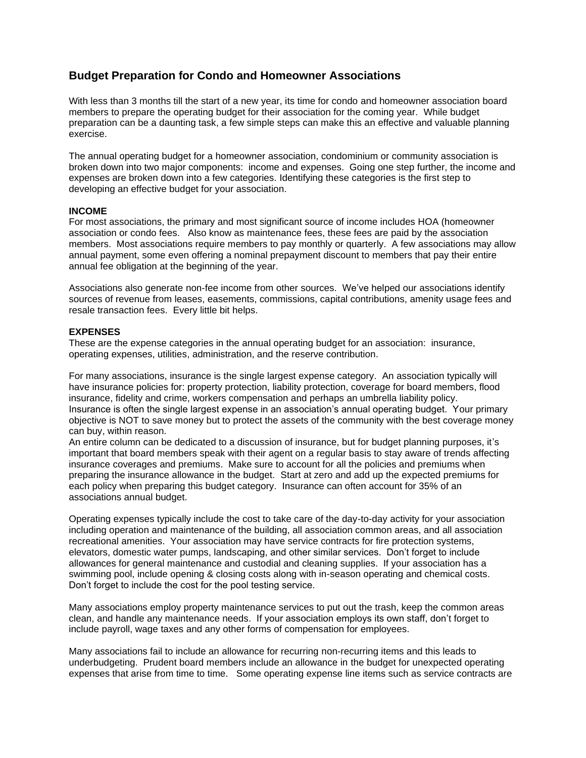## Budget Preparation for Condo and Homeowner Associations

With less than 3 months till the start of a new year, its time for condo and homeowner association board members to prepare the operating budget for their association for the coming year. While budget preparation can be a daunting task, a few simple steps can make this an effective and valuable planning exercise.

The annual operating budget for a homeowner association, condominium or community association is broken down into two major components: income and expenses. Going one step further, the income and expenses are broken down into a few categories. Identifying these categories is the first step to developing an effective budget for your association.

**INCOME**
For most associations, the primary and most significant source of income includes HOA (homeowner association or condo fees. Also know as maintenance fees, these fees are paid by the association members. Most associations require members to pay monthly or quarterly. A few associations may allow annual payment, some even offering a nominal prepayment discount to members that pay their entire annual fee obligation at the beginning of the year.

Associations also generate non-fee income from other sources. We've helped our associations identify sources of revenue from leases, easements, commissions, capital contributions, amenity usage fees and resale transaction fees. Every little bit helps.

**EXPENSES**
These are the expense categories in the annual operating budget for an association: insurance, operating expenses, utilities, administration, and the reserve contribution.

For many associations, insurance is the single largest expense category. An association typically will have insurance policies for: property protection, liability protection, coverage for board members, flood insurance, fidelity and crime, workers compensation and perhaps an umbrella liability policy.
Insurance is often the single largest expense in an association's annual operating budget. Your primary objective is NOT to save money but to protect the assets of the community with the best coverage money can buy, within reason.
An entire column can be dedicated to a discussion of insurance, but for budget planning purposes, it's important that board members speak with their agent on a regular basis to stay aware of trends affecting insurance coverages and premiums. Make sure to account for all the policies and premiums when preparing the insurance allowance in the budget. Start at zero and add up the expected premiums for each policy when preparing this budget category. Insurance can often account for 35% of an associations annual budget.

Operating expenses typically include the cost to take care of the day-to-day activity for your association including operation and maintenance of the building, all association common areas, and all association recreational amenities. Your association may have service contracts for fire protection systems, elevators, domestic water pumps, landscaping, and other similar services. Don't forget to include allowances for general maintenance and custodial and cleaning supplies. If your association has a swimming pool, include opening & closing costs along with in-season operating and chemical costs. Don't forget to include the cost for the pool testing service.

Many associations employ property maintenance services to put out the trash, keep the common areas clean, and handle any maintenance needs. If your association employs its own staff, don't forget to include payroll, wage taxes and any other forms of compensation for employees.

Many associations fail to include an allowance for recurring non-recurring items and this leads to underbudgeting. Prudent board members include an allowance in the budget for unexpected operating expenses that arise from time to time. Some operating expense line items such as service contracts are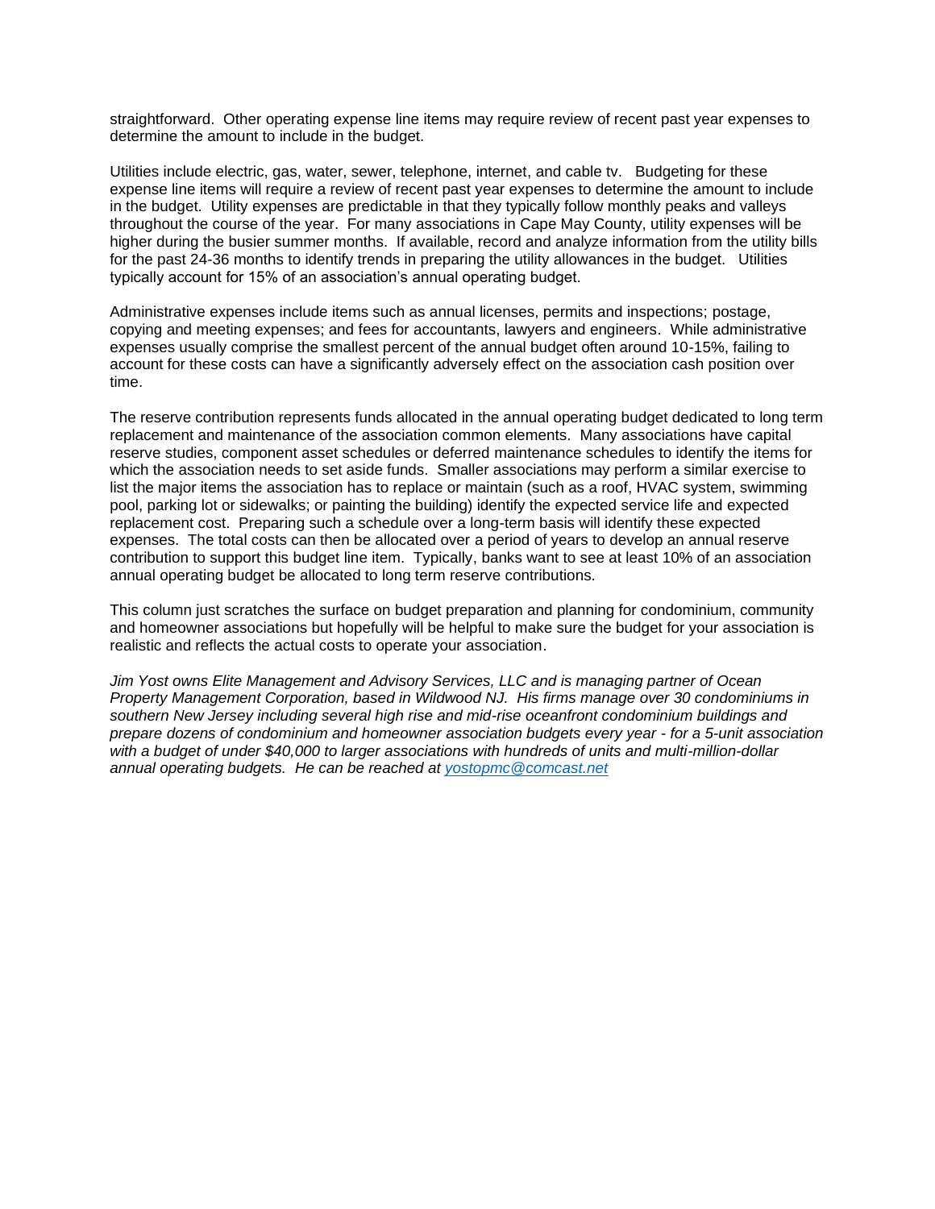straightforward.  Other operating expense line items may require review of recent past year expenses to determine the amount to include in the budget.

Utilities include electric, gas, water, sewer, telephone, internet, and cable tv.   Budgeting for these expense line items will require a review of recent past year expenses to determine the amount to include in the budget.  Utility expenses are predictable in that they typically follow monthly peaks and valleys throughout the course of the year.  For many associations in Cape May County, utility expenses will be higher during the busier summer months.  If available, record and analyze information from the utility bills for the past 24-36 months to identify trends in preparing the utility allowances in the budget.   Utilities typically account for 15% of an association's annual operating budget.

Administrative expenses include items such as annual licenses, permits and inspections; postage, copying and meeting expenses; and fees for accountants, lawyers and engineers.  While administrative expenses usually comprise the smallest percent of the annual budget often around 10-15%, failing to account for these costs can have a significantly adversely effect on the association cash position over time.

The reserve contribution represents funds allocated in the annual operating budget dedicated to long term replacement and maintenance of the association common elements.  Many associations have capital reserve studies, component asset schedules or deferred maintenance schedules to identify the items for which the association needs to set aside funds.  Smaller associations may perform a similar exercise to list the major items the association has to replace or maintain (such as a roof, HVAC system, swimming pool, parking lot or sidewalks; or painting the building) identify the expected service life and expected replacement cost.  Preparing such a schedule over a long-term basis will identify these expected expenses.  The total costs can then be allocated over a period of years to develop an annual reserve contribution to support this budget line item.  Typically, banks want to see at least 10% of an association annual operating budget be allocated to long term reserve contributions.

This column just scratches the surface on budget preparation and planning for condominium, community and homeowner associations but hopefully will be helpful to make sure the budget for your association is realistic and reflects the actual costs to operate your association.

*Jim Yost owns Elite Management and Advisory Services, LLC and is managing partner of Ocean Property Management Corporation, based in Wildwood NJ.  His firms manage over 30 condominiums in southern New Jersey including several high rise and mid-rise oceanfront condominium buildings and prepare dozens of condominium and homeowner association budgets every year - for a 5-unit association with a budget of under $40,000 to larger associations with hundreds of units and multi-million-dollar annual operating budgets.  He can be reached at [yostopmc@comcast.net](mailto:yostopmc@comcast.net)*